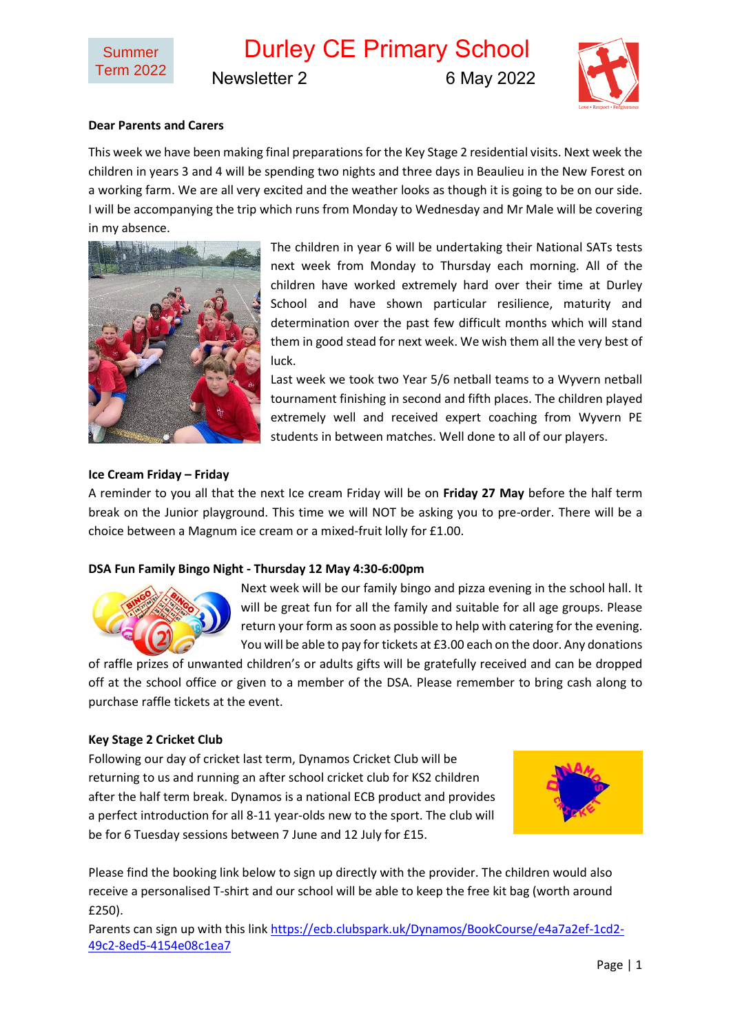Summer Term 2022

# Durley CE Primary School

Newsletter 2 — 6 May 2022

**Dear Parents and Carers**

This week we have been making final preparations for the Key Stage 2 residential visits. Next week the children in years 3 and 4 will be spending two nights and three days in Beaulieu in the New Forest on a working farm. We are all very excited and the weather looks as though it is going to be on our side. I will be accompanying the trip which runs from Monday to Wednesday and Mr Male will be covering in my absence.

The children in year 6 will be undertaking their National SATs tests next week from Monday to Thursday each morning. All of the children have worked extremely hard over their time at Durley School and have shown particular resilience, maturity and determination over the past few difficult months which will stand them in good stead for next week. We wish them all the very best of luck.

Last week we took two Year 5/6 netball teams to a Wyvern netball tournament finishing in second and fifth places. The children played extremely well and received expert coaching from Wyvern PE students in between matches. Well done to all of our players.

**Ice Cream Friday – Friday**

A reminder to you all that the next Ice cream Friday will be on **Friday 27 May** before the half term break on the Junior playground. This time we will NOT be asking you to pre-order. There will be a choice between a Magnum ice cream or a mixed-fruit lolly for £1.00.

**DSA Fun Family Bingo Night - Thursday 12 May 4:30-6:00pm**

Next week will be our family bingo and pizza evening in the school hall. It will be great fun for all the family and suitable for all age groups. Please return your form as soon as possible to help with catering for the evening. You will be able to pay for tickets at £3.00 each on the door. Any donations of raffle prizes of unwanted children's or adults gifts will be gratefully received and can be dropped off at the school office or given to a member of the DSA. Please remember to bring cash along to purchase raffle tickets at the event.

**Key Stage 2 Cricket Club**

Following our day of cricket last term, Dynamos Cricket Club will be returning to us and running an after school cricket club for KS2 children after the half term break. Dynamos is a national ECB product and provides a perfect introduction for all 8-11 year-olds new to the sport. The club will be for 6 Tuesday sessions between 7 June and 12 July for £15.

Please find the booking link below to sign up directly with the provider. The children would also receive a personalised T-shirt and our school will be able to keep the free kit bag (worth around £250).

Parents can sign up with this link https://ecb.clubspark.uk/Dynamos/BookCourse/e4a7a2ef-1cd2-49c2-8ed5-4154e08c1ea7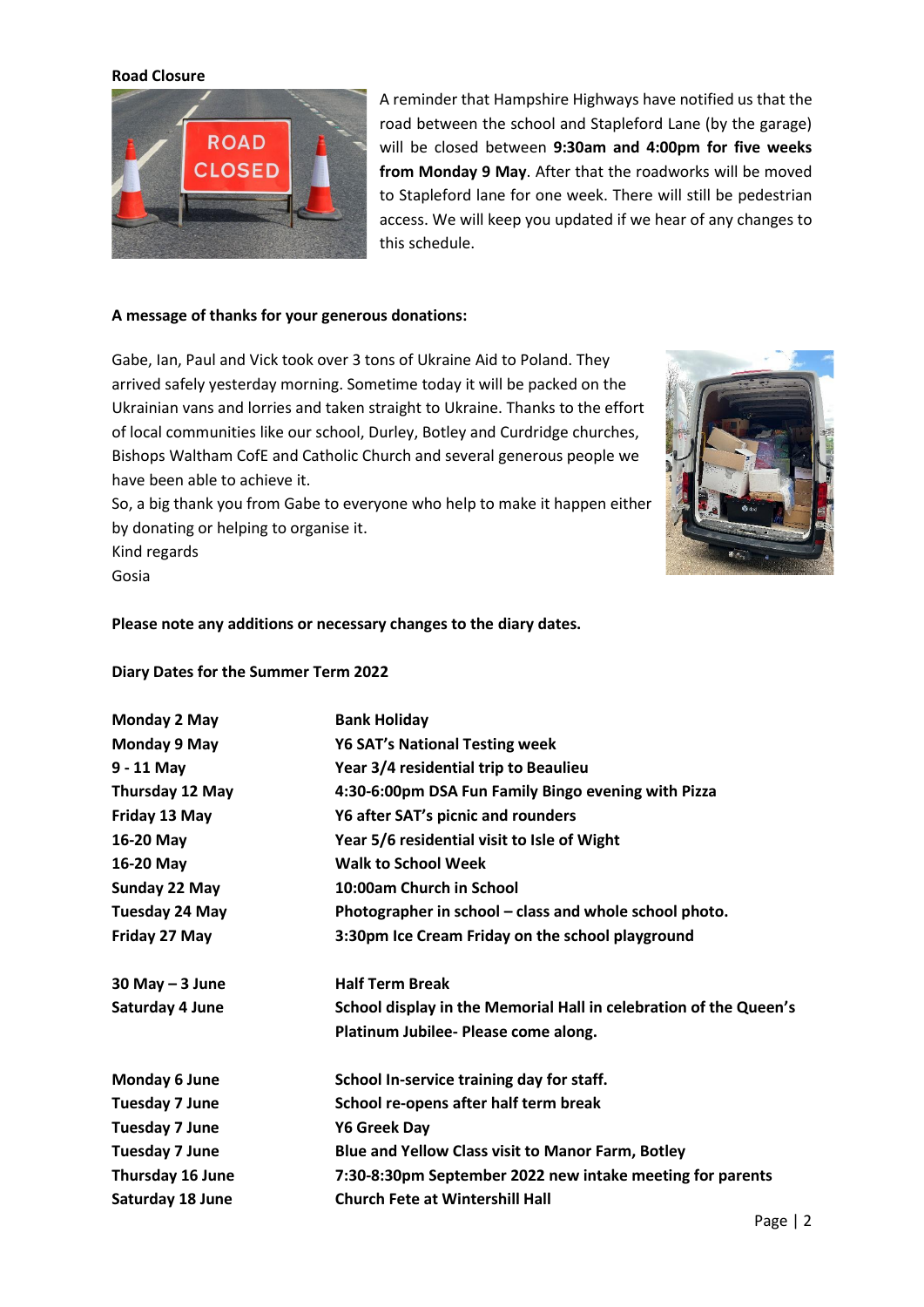**Road Closure**

A reminder that Hampshire Highways have notified us that the road between the school and Stapleford Lane (by the garage) will be closed between **9:30am and 4:00pm for five weeks from Monday 9 May**. After that the roadworks will be moved to Stapleford lane for one week. There will still be pedestrian access. We will keep you updated if we hear of any changes to this schedule.

**A message of thanks for your generous donations:**

Gabe, Ian, Paul and Vick took over 3 tons of Ukraine Aid to Poland. They arrived safely yesterday morning. Sometime today it will be packed on the Ukrainian vans and lorries and taken straight to Ukraine. Thanks to the effort of local communities like our school, Durley, Botley and Curdridge churches, Bishops Waltham CofE and Catholic Church and several generous people we have been able to achieve it.

So, a big thank you from Gabe to everyone who help to make it happen either by donating or helping to organise it.

Kind regards

Gosia

**Please note any additions or necessary changes to the diary dates.**

**Diary Dates for the Summer Term 2022**

| | |
|---|---|
| **Monday 2 May** | **Bank Holiday** |
| **Monday 9 May** | **Y6 SAT's National Testing week** |
| **9 - 11 May** | **Year 3/4 residential trip to Beaulieu** |
| **Thursday 12 May** | **4:30-6:00pm DSA Fun Family Bingo evening with Pizza** |
| **Friday 13 May** | **Y6 after SAT's picnic and rounders** |
| **16-20 May** | **Year 5/6 residential visit to Isle of Wight** |
| **16-20 May** | **Walk to School Week** |
| **Sunday 22 May** | **10:00am Church in School** |
| **Tuesday 24 May** | **Photographer in school – class and whole school photo.** |
| **Friday 27 May** | **3:30pm Ice Cream Friday on the school playground** |
| | |
| **30 May – 3 June** | **Half Term Break** |
| **Saturday 4 June** | **School display in the Memorial Hall in celebration of the Queen's Platinum Jubilee- Please come along.** |
| | |
| **Monday 6 June** | **School In-service training day for staff.** |
| **Tuesday 7 June** | **School re-opens after half term break** |
| **Tuesday 7 June** | **Y6 Greek Day** |
| **Tuesday 7 June** | **Blue and Yellow Class visit to Manor Farm, Botley** |
| **Thursday 16 June** | **7:30-8:30pm September 2022 new intake meeting for parents** |
| **Saturday 18 June** | **Church Fete at Wintershill Hall** |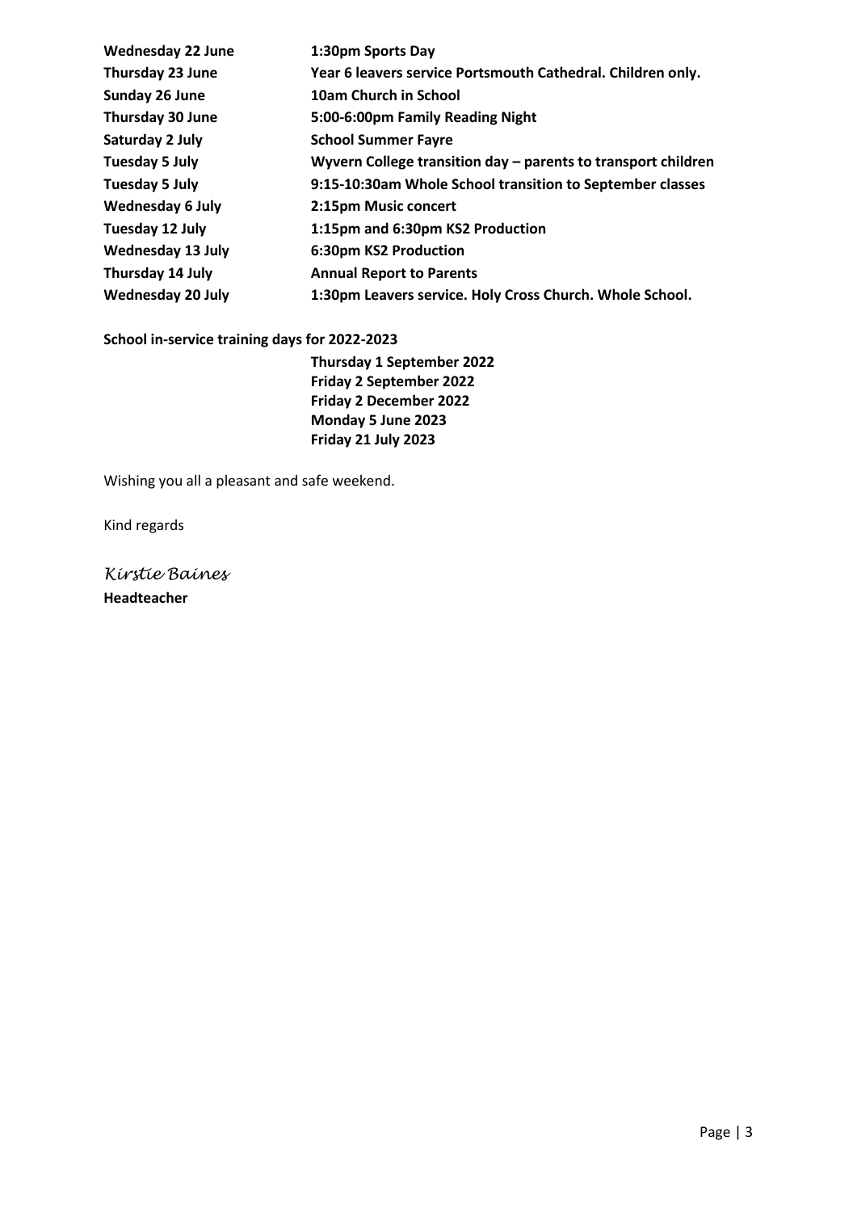| | |
|---|---|
| **Wednesday 22 June** | **1:30pm Sports Day** |
| **Thursday 23 June** | **Year 6 leavers service Portsmouth Cathedral. Children only.** |
| **Sunday 26 June** | **10am Church in School** |
| **Thursday 30 June** | **5:00-6:00pm Family Reading Night** |
| **Saturday 2 July** | **School Summer Fayre** |
| **Tuesday 5 July** | **Wyvern College transition day – parents to transport children** |
| **Tuesday 5 July** | **9:15-10:30am Whole School transition to September classes** |
| **Wednesday 6 July** | **2:15pm Music concert** |
| **Tuesday 12 July** | **1:15pm and 6:30pm KS2 Production** |
| **Wednesday 13 July** | **6:30pm KS2 Production** |
| **Thursday 14 July** | **Annual Report to Parents** |
| **Wednesday 20 July** | **1:30pm Leavers service. Holy Cross Church. Whole School.** |

**School in-service training days for 2022-2023**

**Thursday 1 September 2022**
**Friday 2 September 2022**
**Friday 2 December 2022**
**Monday 5 June 2023**
**Friday 21 July 2023**

Wishing you all a pleasant and safe weekend.

Kind regards

*Kirstie Baines*
**Headteacher**